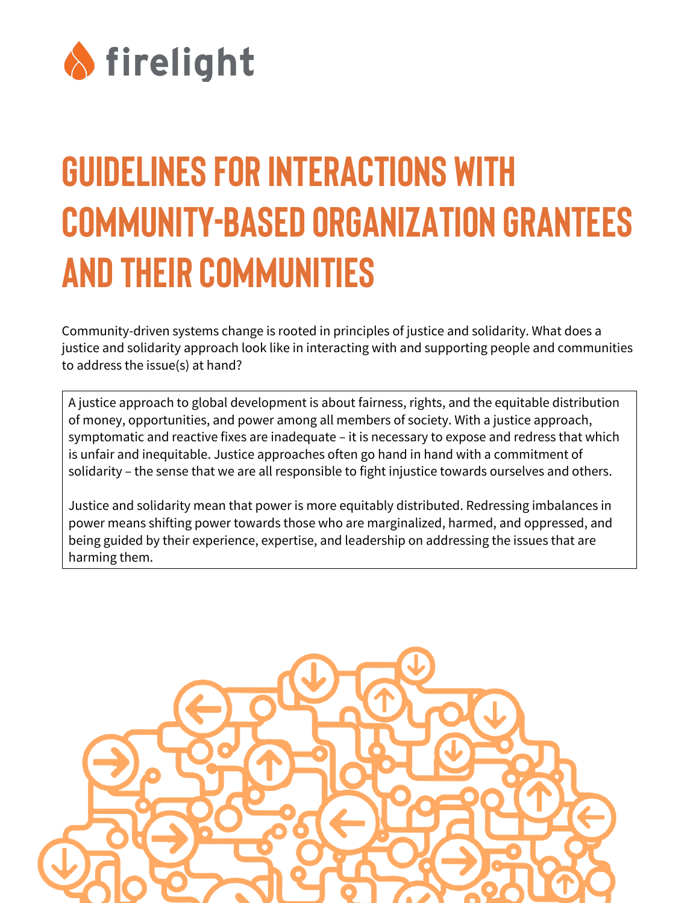firelight

# GUIDELINES FOR INTERACTIONS WITH COMMUNITY-BASED ORGANIZATION GRANTEES AND THEIR COMMUNITIES

Community-driven systems change is rooted in principles of justice and solidarity. What does a justice and solidarity approach look like in interacting with and supporting people and communities to address the issue(s) at hand?

A justice approach to global development is about fairness, rights, and the equitable distribution of money, opportunities, and power among all members of society. With a justice approach, symptomatic and reactive fixes are inadequate – it is necessary to expose and redress that which is unfair and inequitable. Justice approaches often go hand in hand with a commitment of solidarity – the sense that we are all responsible to fight injustice towards ourselves and others.

Justice and solidarity mean that power is more equitably distributed. Redressing imbalances in power means shifting power towards those who are marginalized, harmed, and oppressed, and being guided by their experience, expertise, and leadership on addressing the issues that are harming them.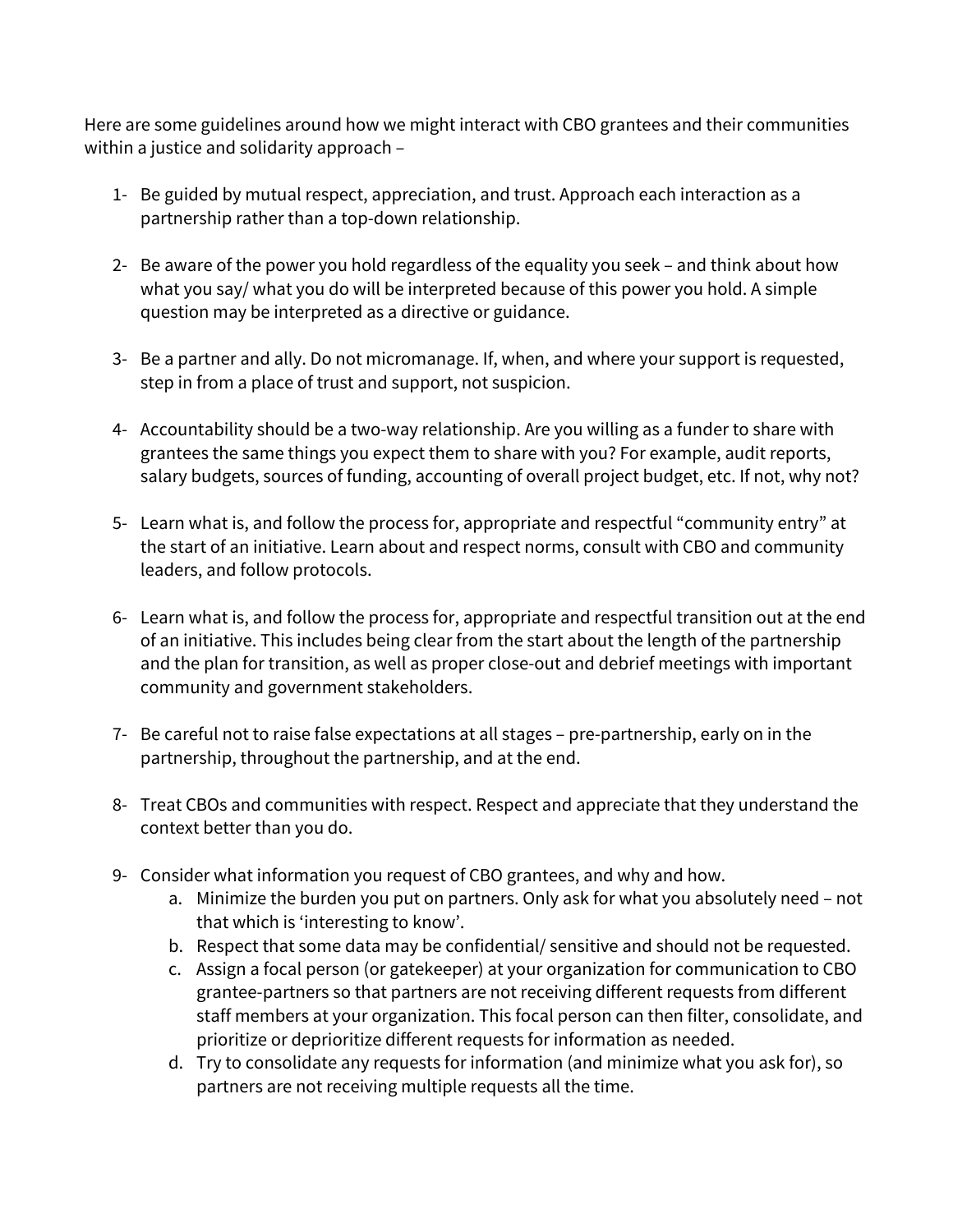Here are some guidelines around how we might interact with CBO grantees and their communities within a justice and solidarity approach –

1- Be guided by mutual respect, appreciation, and trust. Approach each interaction as a partnership rather than a top-down relationship.

2- Be aware of the power you hold regardless of the equality you seek – and think about how what you say/ what you do will be interpreted because of this power you hold. A simple question may be interpreted as a directive or guidance.

3- Be a partner and ally. Do not micromanage. If, when, and where your support is requested, step in from a place of trust and support, not suspicion.

4- Accountability should be a two-way relationship. Are you willing as a funder to share with grantees the same things you expect them to share with you? For example, audit reports, salary budgets, sources of funding, accounting of overall project budget, etc. If not, why not?

5- Learn what is, and follow the process for, appropriate and respectful "community entry" at the start of an initiative. Learn about and respect norms, consult with CBO and community leaders, and follow protocols.

6- Learn what is, and follow the process for, appropriate and respectful transition out at the end of an initiative. This includes being clear from the start about the length of the partnership and the plan for transition, as well as proper close-out and debrief meetings with important community and government stakeholders.

7- Be careful not to raise false expectations at all stages – pre-partnership, early on in the partnership, throughout the partnership, and at the end.

8- Treat CBOs and communities with respect. Respect and appreciate that they understand the context better than you do.

9- Consider what information you request of CBO grantees, and why and how.
   a. Minimize the burden you put on partners. Only ask for what you absolutely need – not that which is 'interesting to know'.
   b. Respect that some data may be confidential/ sensitive and should not be requested.
   c. Assign a focal person (or gatekeeper) at your organization for communication to CBO grantee-partners so that partners are not receiving different requests from different staff members at your organization. This focal person can then filter, consolidate, and prioritize or deprioritize different requests for information as needed.
   d. Try to consolidate any requests for information (and minimize what you ask for), so partners are not receiving multiple requests all the time.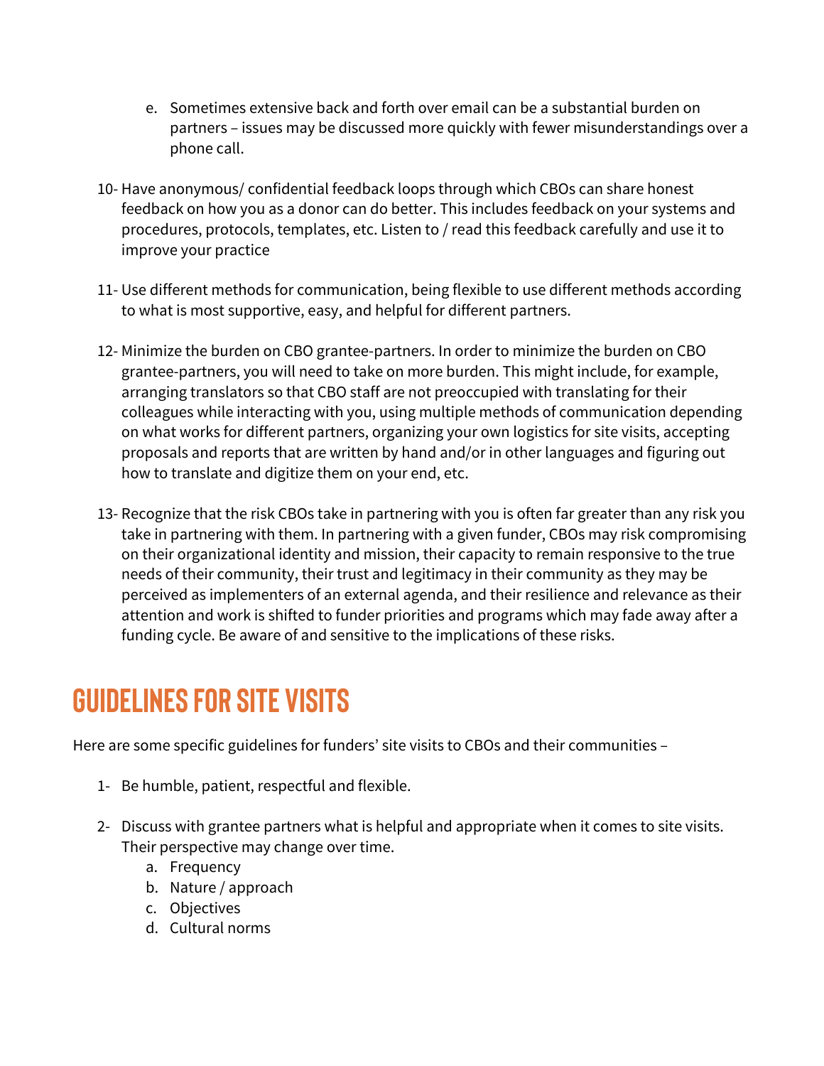e. Sometimes extensive back and forth over email can be a substantial burden on partners – issues may be discussed more quickly with fewer misunderstandings over a phone call.

10- Have anonymous/ confidential feedback loops through which CBOs can share honest feedback on how you as a donor can do better. This includes feedback on your systems and procedures, protocols, templates, etc. Listen to / read this feedback carefully and use it to improve your practice

11- Use different methods for communication, being flexible to use different methods according to what is most supportive, easy, and helpful for different partners.

12- Minimize the burden on CBO grantee-partners. In order to minimize the burden on CBO grantee-partners, you will need to take on more burden. This might include, for example, arranging translators so that CBO staff are not preoccupied with translating for their colleagues while interacting with you, using multiple methods of communication depending on what works for different partners, organizing your own logistics for site visits, accepting proposals and reports that are written by hand and/or in other languages and figuring out how to translate and digitize them on your end, etc.

13- Recognize that the risk CBOs take in partnering with you is often far greater than any risk you take in partnering with them. In partnering with a given funder, CBOs may risk compromising on their organizational identity and mission, their capacity to remain responsive to the true needs of their community, their trust and legitimacy in their community as they may be perceived as implementers of an external agenda, and their resilience and relevance as their attention and work is shifted to funder priorities and programs which may fade away after a funding cycle. Be aware of and sensitive to the implications of these risks.

## Guidelines for Site Visits

Here are some specific guidelines for funders' site visits to CBOs and their communities –

1- Be humble, patient, respectful and flexible.

2- Discuss with grantee partners what is helpful and appropriate when it comes to site visits. Their perspective may change over time.
   a. Frequency
   b. Nature / approach
   c. Objectives
   d. Cultural norms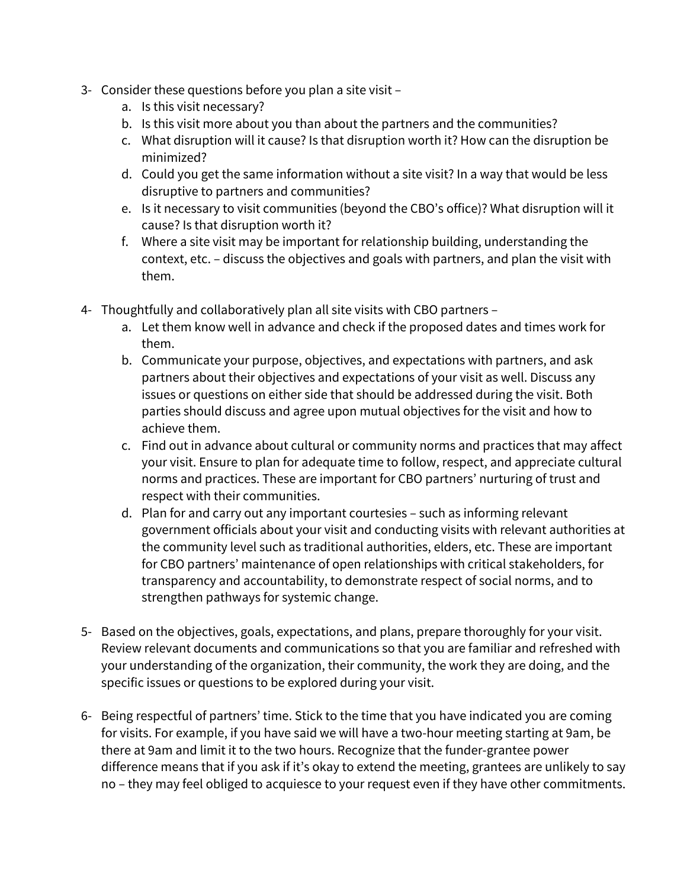3- Consider these questions before you plan a site visit –
    a. Is this visit necessary?
    b. Is this visit more about you than about the partners and the communities?
    c. What disruption will it cause? Is that disruption worth it? How can the disruption be minimized?
    d. Could you get the same information without a site visit? In a way that would be less disruptive to partners and communities?
    e. Is it necessary to visit communities (beyond the CBO's office)? What disruption will it cause? Is that disruption worth it?
    f. Where a site visit may be important for relationship building, understanding the context, etc. – discuss the objectives and goals with partners, and plan the visit with them.

4- Thoughtfully and collaboratively plan all site visits with CBO partners –
    a. Let them know well in advance and check if the proposed dates and times work for them.
    b. Communicate your purpose, objectives, and expectations with partners, and ask partners about their objectives and expectations of your visit as well. Discuss any issues or questions on either side that should be addressed during the visit. Both parties should discuss and agree upon mutual objectives for the visit and how to achieve them.
    c. Find out in advance about cultural or community norms and practices that may affect your visit. Ensure to plan for adequate time to follow, respect, and appreciate cultural norms and practices. These are important for CBO partners' nurturing of trust and respect with their communities.
    d. Plan for and carry out any important courtesies – such as informing relevant government officials about your visit and conducting visits with relevant authorities at the community level such as traditional authorities, elders, etc. These are important for CBO partners' maintenance of open relationships with critical stakeholders, for transparency and accountability, to demonstrate respect of social norms, and to strengthen pathways for systemic change.

5- Based on the objectives, goals, expectations, and plans, prepare thoroughly for your visit. Review relevant documents and communications so that you are familiar and refreshed with your understanding of the organization, their community, the work they are doing, and the specific issues or questions to be explored during your visit.

6- Being respectful of partners' time. Stick to the time that you have indicated you are coming for visits. For example, if you have said we will have a two-hour meeting starting at 9am, be there at 9am and limit it to the two hours. Recognize that the funder-grantee power difference means that if you ask if it's okay to extend the meeting, grantees are unlikely to say no – they may feel obliged to acquiesce to your request even if they have other commitments.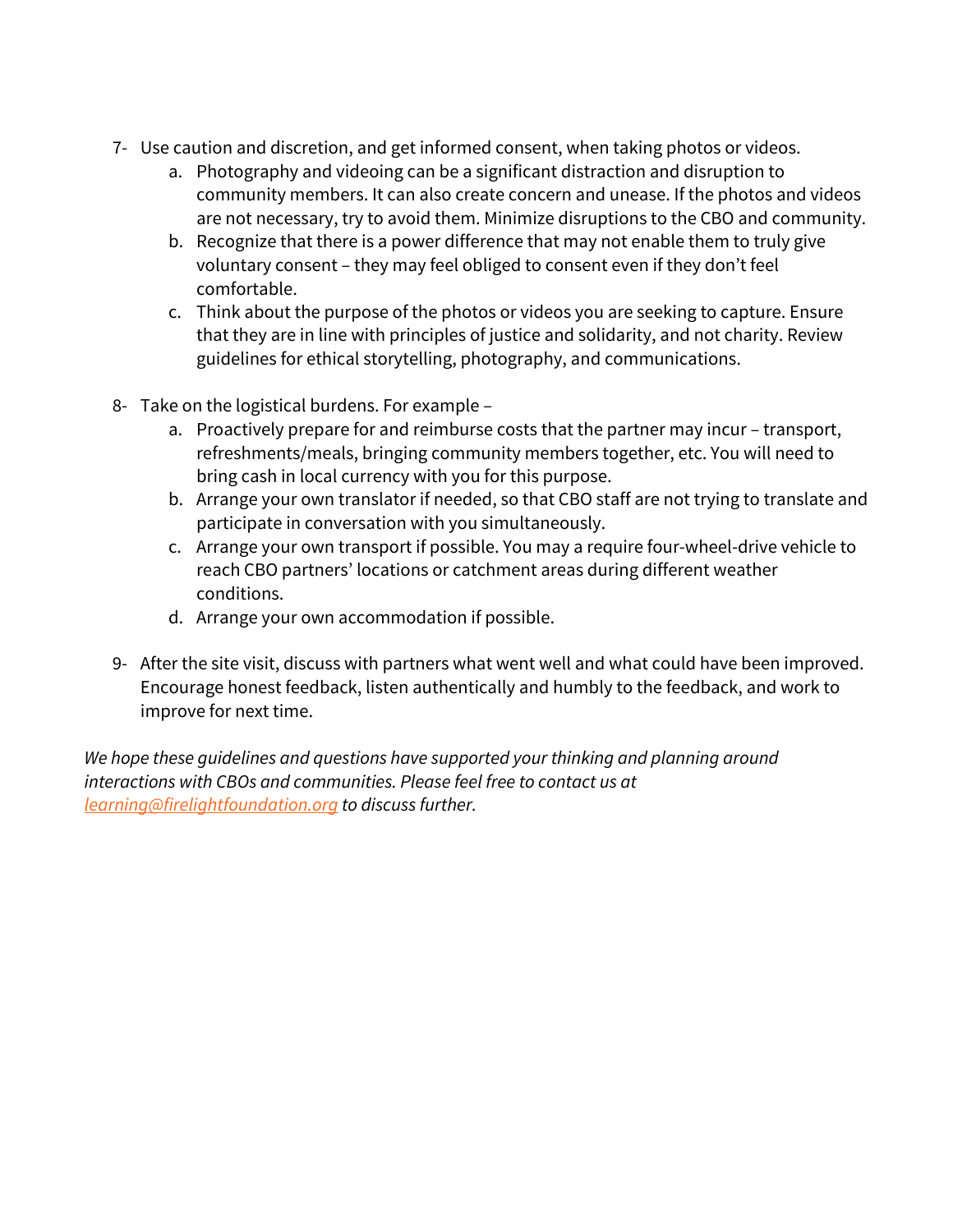7- Use caution and discretion, and get informed consent, when taking photos or videos.
   a. Photography and videoing can be a significant distraction and disruption to community members. It can also create concern and unease. If the photos and videos are not necessary, try to avoid them. Minimize disruptions to the CBO and community.
   b. Recognize that there is a power difference that may not enable them to truly give voluntary consent – they may feel obliged to consent even if they don't feel comfortable.
   c. Think about the purpose of the photos or videos you are seeking to capture. Ensure that they are in line with principles of justice and solidarity, and not charity. Review guidelines for ethical storytelling, photography, and communications.

8- Take on the logistical burdens. For example –
   a. Proactively prepare for and reimburse costs that the partner may incur – transport, refreshments/meals, bringing community members together, etc. You will need to bring cash in local currency with you for this purpose.
   b. Arrange your own translator if needed, so that CBO staff are not trying to translate and participate in conversation with you simultaneously.
   c. Arrange your own transport if possible. You may a require four-wheel-drive vehicle to reach CBO partners' locations or catchment areas during different weather conditions.
   d. Arrange your own accommodation if possible.

9- After the site visit, discuss with partners what went well and what could have been improved. Encourage honest feedback, listen authentically and humbly to the feedback, and work to improve for next time.

*We hope these guidelines and questions have supported your thinking and planning around interactions with CBOs and communities. Please feel free to contact us at [learning@firelightfoundation.org](mailto:learning@firelightfoundation.org) to discuss further.*